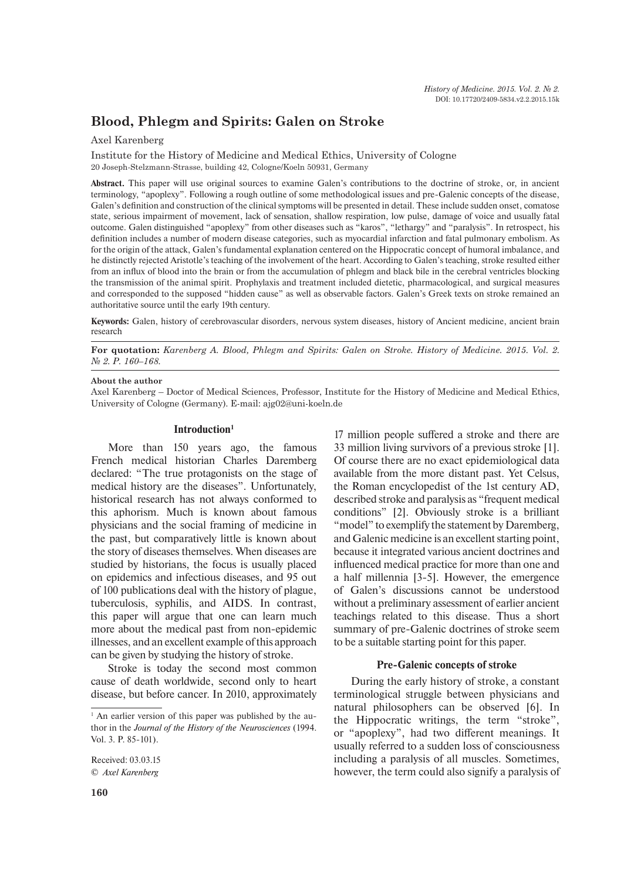# Blood, Phlegm and Spirits: Galen on Stroke

Axel Karenberg

Institute for the History of Medicine and Medical Ethics, University of Cologne
20 Joseph-Stelzmann-Strasse, building 42, Cologne/Koeln 50931, Germany

**Abstract.** This paper will use original sources to examine Galen's contributions to the doctrine of stroke, or, in ancient terminology, "apoplexy". Following a rough outline of some methodological issues and pre-Galenic concepts of the disease, Galen's definition and construction of the clinical symptoms will be presented in detail. These include sudden onset, comatose state, serious impairment of movement, lack of sensation, shallow respiration, low pulse, damage of voice and usually fatal outcome. Galen distinguished "apoplexy" from other diseases such as "karos", "lethargy" and "paralysis". In retrospect, his definition includes a number of modern disease categories, such as myocardial infarction and fatal pulmonary embolism. As for the origin of the attack, Galen's fundamental explanation centered on the Hippocratic concept of humoral imbalance, and he distinctly rejected Aristotle's teaching of the involvement of the heart. According to Galen's teaching, stroke resulted either from an influx of blood into the brain or from the accumulation of phlegm and black bile in the cerebral ventricles blocking the transmission of the animal spirit. Prophylaxis and treatment included dietetic, pharmacological, and surgical measures and corresponded to the supposed "hidden cause" as well as observable factors. Galen's Greek texts on stroke remained an authoritative source until the early 19th century.

**Keywords:** Galen, history of cerebrovascular disorders, nervous system diseases, history of Ancient medicine, ancient brain research

**For quotation:** *Karenberg A. Blood, Phlegm and Spirits: Galen on Stroke. History of Medicine. 2015. Vol. 2. № 2. P. 160–168.*

**About the author**
Axel Karenberg – Doctor of Medical Sciences, Professor, Institute for the History of Medicine and Medical Ethics, University of Cologne (Germany). E-mail: ajg02@uni-koeln.de

## Introduction[1]

More than 150 years ago, the famous French medical historian Charles Daremberg declared: "The true protagonists on the stage of medical history are the diseases". Unfortunately, historical research has not always conformed to this aphorism. Much is known about famous physicians and the social framing of medicine in the past, but comparatively little is known about the story of diseases themselves. When diseases are studied by historians, the focus is usually placed on epidemics and infectious diseases, and 95 out of 100 publications deal with the history of plague, tuberculosis, syphilis, and AIDS. In contrast, this paper will argue that one can learn much more about the medical past from non-epidemic illnesses, and an excellent example of this approach can be given by studying the history of stroke.

Stroke is today the second most common cause of death worldwide, second only to heart disease, but before cancer. In 2010, approximately 17 million people suffered a stroke and there are 33 million living survivors of a previous stroke [1]. Of course there are no exact epidemiological data available from the more distant past. Yet Celsus, the Roman encyclopedist of the 1st century AD, described stroke and paralysis as "frequent medical conditions" [2]. Obviously stroke is a brilliant "model" to exemplify the statement by Daremberg, and Galenic medicine is an excellent starting point, because it integrated various ancient doctrines and influenced medical practice for more than one and a half millennia [3-5]. However, the emergence of Galen's discussions cannot be understood without a preliminary assessment of earlier ancient teachings related to this disease. Thus a short summary of pre-Galenic doctrines of stroke seem to be a suitable starting point for this paper.

## Pre-Galenic concepts of stroke

During the early history of stroke, a constant terminological struggle between physicians and natural philosophers can be observed [6]. In the Hippocratic writings, the term "stroke", or "apoplexy", had two different meanings. It usually referred to a sudden loss of consciousness including a paralysis of all muscles. Sometimes, however, the term could also signify a paralysis of

[1] An earlier version of this paper was published by the author in the *Journal of the History of the Neurosciences* (1994. Vol. 3. P. 85-101).

Received: 03.03.15
© *Axel Karenberg*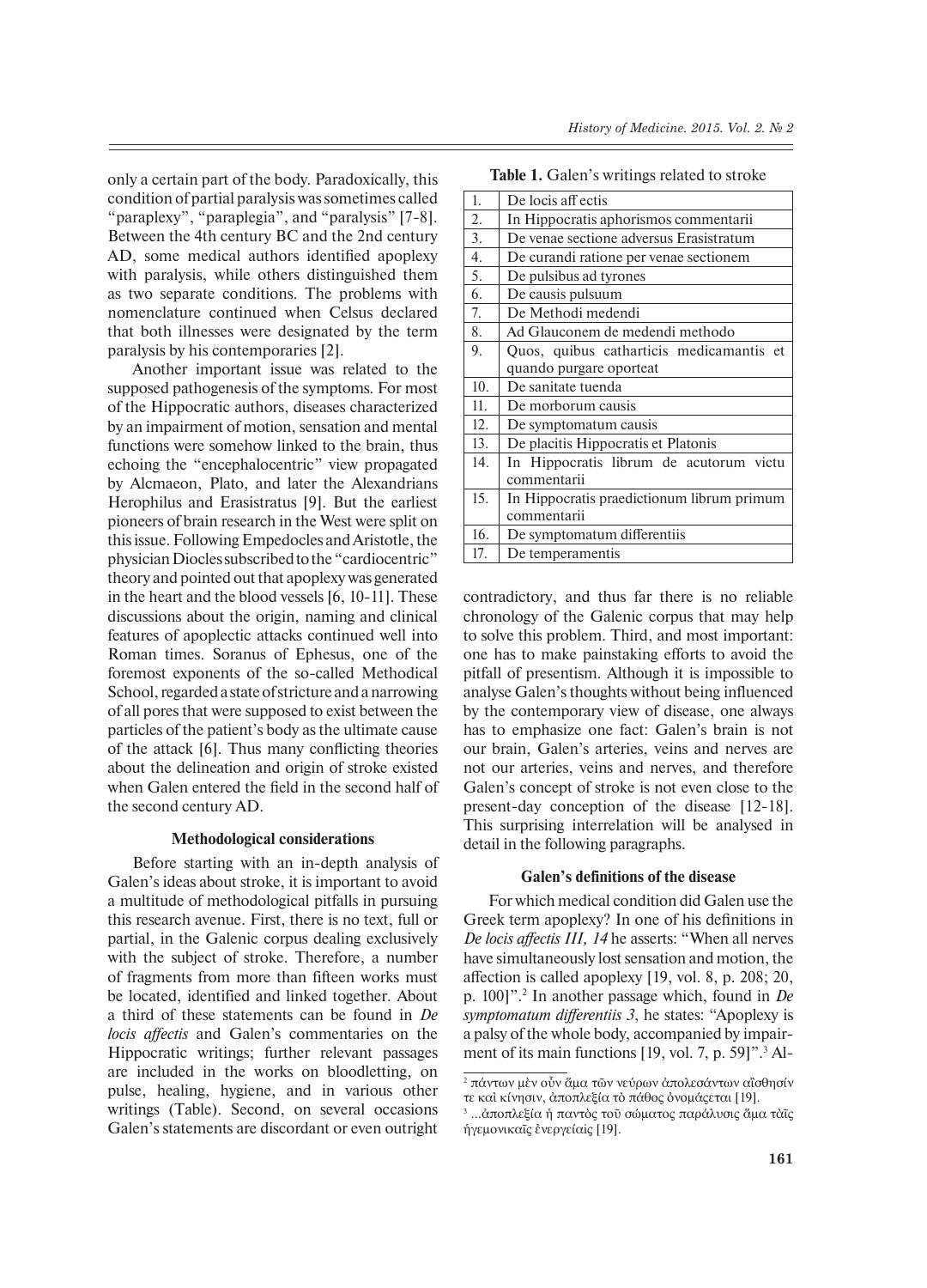only a certain part of the body. Paradoxically, this condition of partial paralysis was sometimes called "paraplexy", "paraplegia", and "paralysis" [7-8]. Between the 4th century BC and the 2nd century AD, some medical authors identified apoplexy with paralysis, while others distinguished them as two separate conditions. The problems with nomenclature continued when Celsus declared that both illnesses were designated by the term paralysis by his contemporaries [2].

Another important issue was related to the supposed pathogenesis of the symptoms. For most of the Hippocratic authors, diseases characterized by an impairment of motion, sensation and mental functions were somehow linked to the brain, thus echoing the "encephalocentric" view propagated by Alcmaeon, Plato, and later the Alexandrians Herophilus and Erasistratus [9]. But the earliest pioneers of brain research in the West were split on this issue. Following Empedocles and Aristotle, the physician Diocles subscribed to the "cardiocentric" theory and pointed out that apoplexy was generated in the heart and the blood vessels [6, 10-11]. These discussions about the origin, naming and clinical features of apoplectic attacks continued well into Roman times. Soranus of Ephesus, one of the foremost exponents of the so-called Methodical School, regarded a state of stricture and a narrowing of all pores that were supposed to exist between the particles of the patient's body as the ultimate cause of the attack [6]. Thus many conflicting theories about the delineation and origin of stroke existed when Galen entered the field in the second half of the second century AD.

**Table 1.** Galen's writings related to stroke

| | |
|---|---|
| 1. | De locis aff ectis |
| 2. | In Hippocratis aphorismos commentarii |
| 3. | De venae sectione adversus Erasistratum |
| 4. | De curandi ratione per venae sectionem |
| 5. | De pulsibus ad tyrones |
| 6. | De causis pulsuum |
| 7. | De Methodi medendi |
| 8. | Ad Glauconem de medendi methodo |
| 9. | Quos, quibus catharticis medicamantis et quando purgare oporteat |
| 10. | De sanitate tuenda |
| 11. | De morborum causis |
| 12. | De symptomatum causis |
| 13. | De placitis Hippocratis et Platonis |
| 14. | In Hippocratis librum de acutorum victu commentarii |
| 15. | In Hippocratis praedictionum librum primum commentarii |
| 16. | De symptomatum differentiis |
| 17. | De temperamentis |

### Methodological considerations

Before starting with an in-depth analysis of Galen's ideas about stroke, it is important to avoid a multitude of methodological pitfalls in pursuing this research avenue. First, there is no text, full or partial, in the Galenic corpus dealing exclusively with the subject of stroke. Therefore, a number of fragments from more than fifteen works must be located, identified and linked together. About a third of these statements can be found in *De locis affectis* and Galen's commentaries on the Hippocratic writings; further relevant passages are included in the works on bloodletting, on pulse, healing, hygiene, and in various other writings (Table). Second, on several occasions Galen's statements are discordant or even outright contradictory, and thus far there is no reliable chronology of the Galenic corpus that may help to solve this problem. Third, and most important: one has to make painstaking efforts to avoid the pitfall of presentism. Although it is impossible to analyse Galen's thoughts without being influenced by the contemporary view of disease, one always has to emphasize one fact: Galen's brain is not our brain, Galen's arteries, veins and nerves are not our arteries, veins and nerves, and therefore Galen's concept of stroke is not even close to the present-day conception of the disease [12-18]. This surprising interrelation will be analysed in detail in the following paragraphs.

### Galen's definitions of the disease

For which medical condition did Galen use the Greek term apoplexy? In one of his definitions in *De locis affectis III, 14* he asserts: "When all nerves have simultaneously lost sensation and motion, the affection is called apoplexy [19, vol. 8, p. 208; 20, p. 100]".[2] In another passage which, found in *De symptomatum differentiis 3*, he states: "Apoplexy is a palsy of the whole body, accompanied by impairment of its main functions [19, vol. 7, p. 59]".[3] Al-

[2] πάντων μὲν οὖν ἅμα τῶν νεύρων ἀπολεσάντων αἴσθησίν τε καὶ κίνησιν, ἀποπλεξία τὸ πάθος ὀνομάζεται [19].

[3] ...ἀποπλεξία ἡ παντὸς τοῦ σώματος παράλυσις ἅμα ταῖς ἡγεμονικαῖς ἐνεργείαις [19].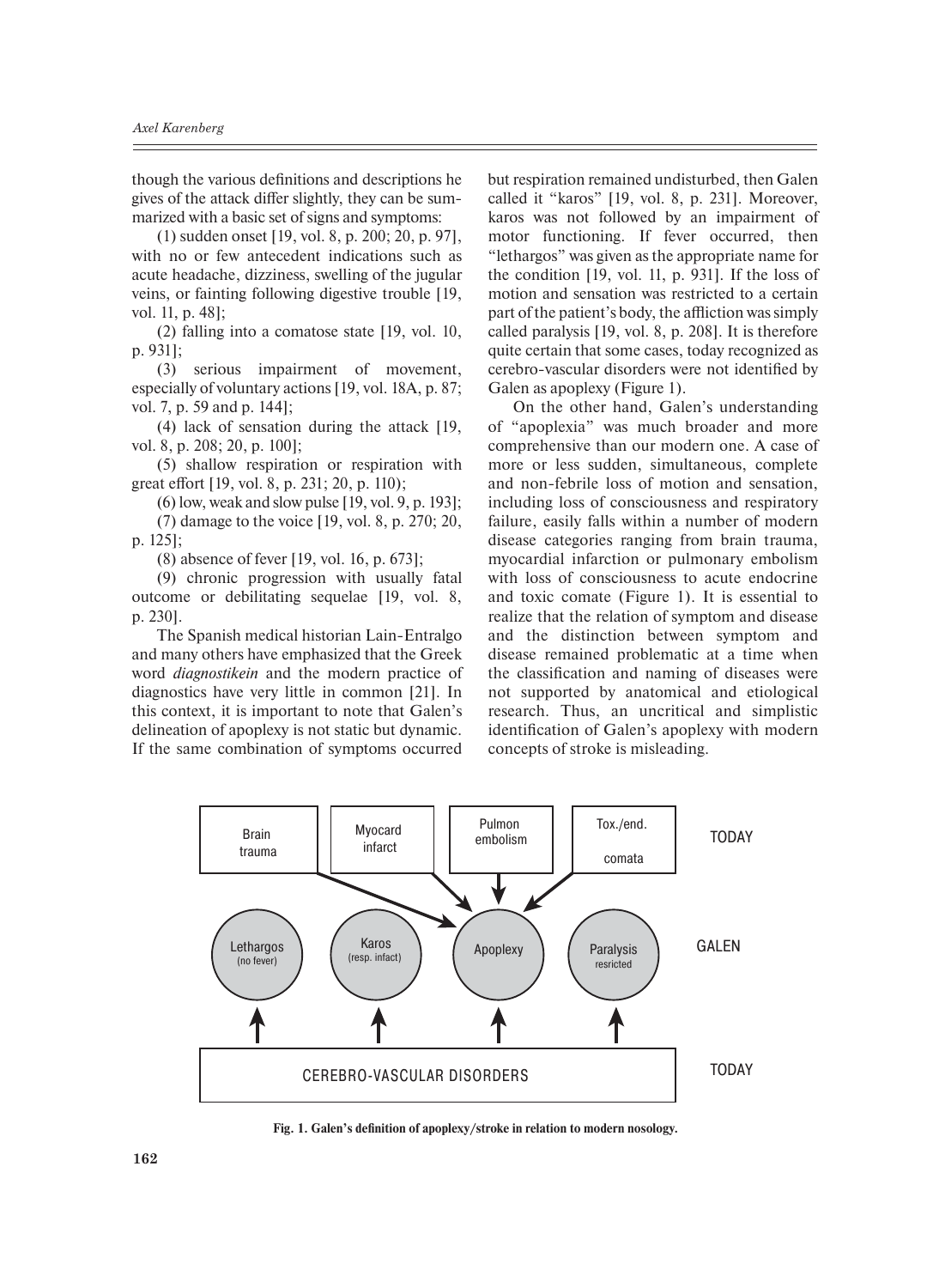though the various definitions and descriptions he gives of the attack differ slightly, they can be summarized with a basic set of signs and symptoms:

(1) sudden onset [19, vol. 8, p. 200; 20, p. 97], with no or few antecedent indications such as acute headache, dizziness, swelling of the jugular veins, or fainting following digestive trouble [19, vol. 11, p. 48];

(2) falling into a comatose state [19, vol. 10, p. 931];

(3) serious impairment of movement, especially of voluntary actions [19, vol. 18A, p. 87; vol. 7, p. 59 and p. 144];

(4) lack of sensation during the attack [19, vol. 8, p. 208; 20, p. 100];

(5) shallow respiration or respiration with great effort [19, vol. 8, p. 231; 20, p. 110);

(6) low, weak and slow pulse [19, vol. 9, p. 193];

(7) damage to the voice [19, vol. 8, p. 270; 20, p. 125];

(8) absence of fever [19, vol. 16, p. 673];

(9) chronic progression with usually fatal outcome or debilitating sequelae [19, vol. 8, p. 230].

The Spanish medical historian Lain-Entralgo and many others have emphasized that the Greek word *diagnostikein* and the modern practice of diagnostics have very little in common [21]. In this context, it is important to note that Galen's delineation of apoplexy is not static but dynamic. If the same combination of symptoms occurred but respiration remained undisturbed, then Galen called it "karos" [19, vol. 8, p. 231]. Moreover, karos was not followed by an impairment of motor functioning. If fever occurred, then "lethargos" was given as the appropriate name for the condition [19, vol. 11, p. 931]. If the loss of motion and sensation was restricted to a certain part of the patient's body, the affliction was simply called paralysis [19, vol. 8, p. 208]. It is therefore quite certain that some cases, today recognized as cerebro-vascular disorders were not identified by Galen as apoplexy (Figure 1).

On the other hand, Galen's understanding of "apoplexia" was much broader and more comprehensive than our modern one. A case of more or less sudden, simultaneous, complete and non-febrile loss of motion and sensation, including loss of consciousness and respiratory failure, easily falls within a number of modern disease categories ranging from brain trauma, myocardial infarction or pulmonary embolism with loss of consciousness to acute endocrine and toxic comate (Figure 1). It is essential to realize that the relation of symptom and disease and the distinction between symptom and disease remained problematic at a time when the classification and naming of diseases were not supported by anatomical and etiological research. Thus, an uncritical and simplistic identification of Galen's apoplexy with modern concepts of stroke is misleading.

**Fig. 1. Galen's definition of apoplexy/stroke in relation to modern nosology.**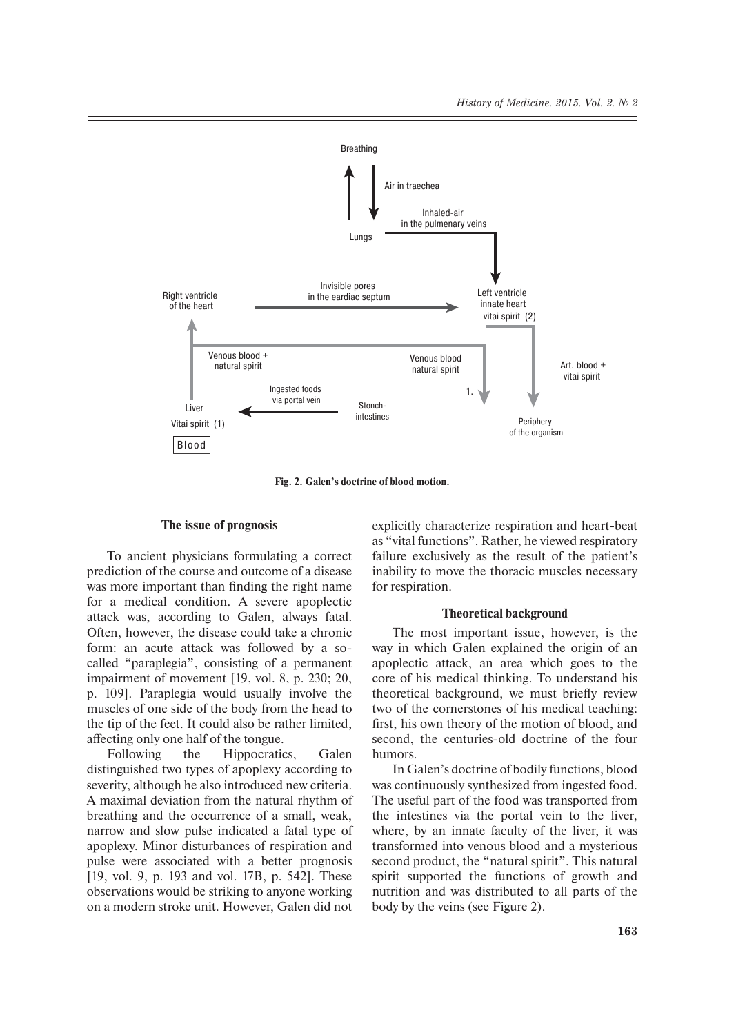Fig. 2. Galen's doctrine of blood motion.

### The issue of prognosis

To ancient physicians formulating a correct prediction of the course and outcome of a disease was more important than finding the right name for a medical condition. A severe apoplectic attack was, according to Galen, always fatal. Often, however, the disease could take a chronic form: an acute attack was followed by a so-called "paraplegia", consisting of a permanent impairment of movement [19, vol. 8, p. 230; 20, p. 109]. Paraplegia would usually involve the muscles of one side of the body from the head to the tip of the feet. It could also be rather limited, affecting only one half of the tongue.

Following the Hippocratics, Galen distinguished two types of apoplexy according to severity, although he also introduced new criteria. A maximal deviation from the natural rhythm of breathing and the occurrence of a small, weak, narrow and slow pulse indicated a fatal type of apoplexy. Minor disturbances of respiration and pulse were associated with a better prognosis [19, vol. 9, p. 193 and vol. 17B, p. 542]. These observations would be striking to anyone working on a modern stroke unit. However, Galen did not explicitly characterize respiration and heart-beat as "vital functions". Rather, he viewed respiratory failure exclusively as the result of the patient's inability to move the thoracic muscles necessary for respiration.

### Theoretical background

The most important issue, however, is the way in which Galen explained the origin of an apoplectic attack, an area which goes to the core of his medical thinking. To understand his theoretical background, we must briefly review two of the cornerstones of his medical teaching: first, his own theory of the motion of blood, and second, the centuries-old doctrine of the four humors.

In Galen's doctrine of bodily functions, blood was continuously synthesized from ingested food. The useful part of the food was transported from the intestines via the portal vein to the liver, where, by an innate faculty of the liver, it was transformed into venous blood and a mysterious second product, the "natural spirit". This natural spirit supported the functions of growth and nutrition and was distributed to all parts of the body by the veins (see Figure 2).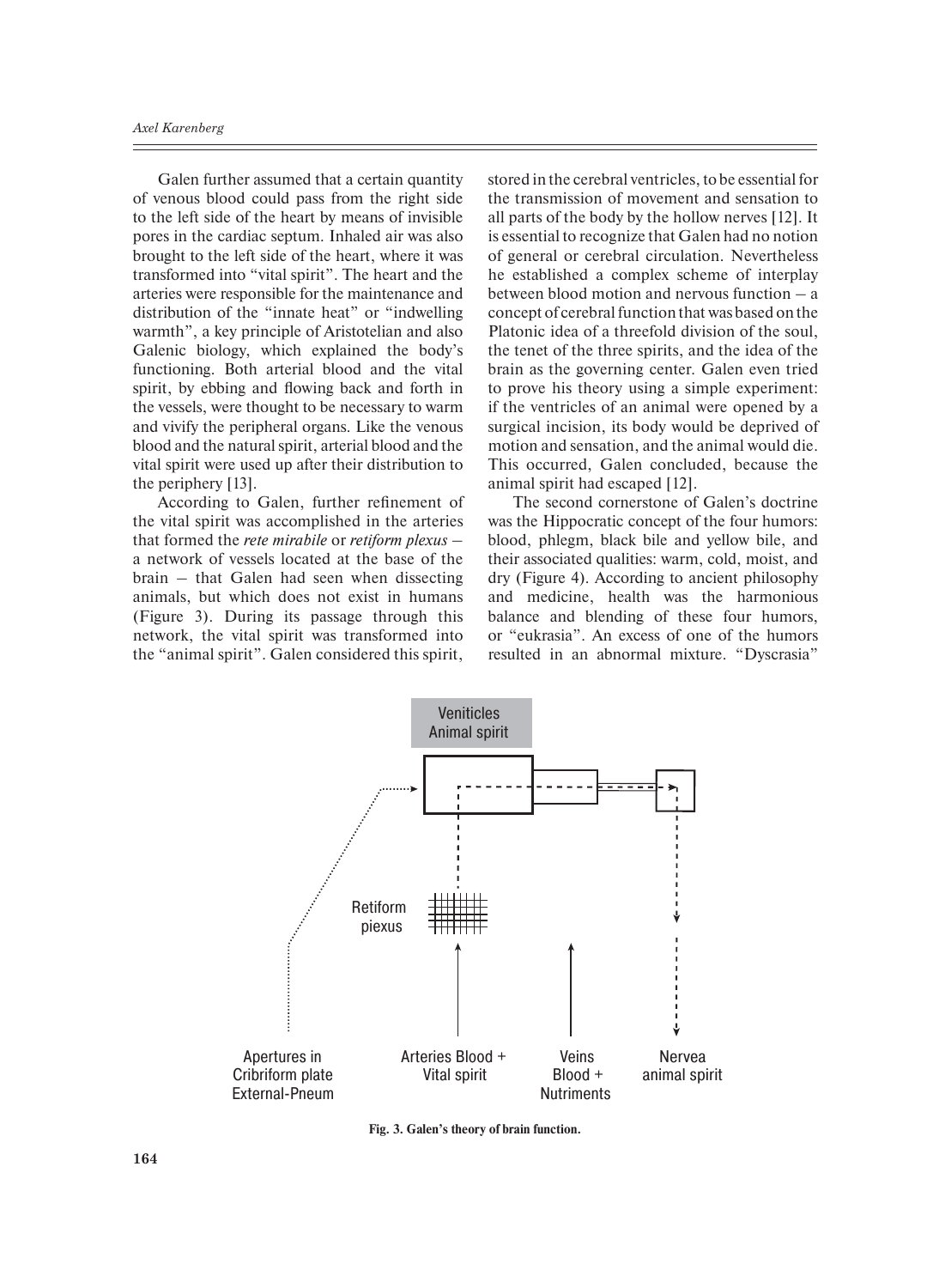Galen further assumed that a certain quantity of venous blood could pass from the right side to the left side of the heart by means of invisible pores in the cardiac septum. Inhaled air was also brought to the left side of the heart, where it was transformed into "vital spirit". The heart and the arteries were responsible for the maintenance and distribution of the "innate heat" or "indwelling warmth", a key principle of Aristotelian and also Galenic biology, which explained the body's functioning. Both arterial blood and the vital spirit, by ebbing and flowing back and forth in the vessels, were thought to be necessary to warm and vivify the peripheral organs. Like the venous blood and the natural spirit, arterial blood and the vital spirit were used up after their distribution to the periphery [13].

According to Galen, further refinement of the vital spirit was accomplished in the arteries that formed the *rete mirabile* or *retiform plexus* – a network of vessels located at the base of the brain – that Galen had seen when dissecting animals, but which does not exist in humans (Figure 3). During its passage through this network, the vital spirit was transformed into the "animal spirit". Galen considered this spirit, stored in the cerebral ventricles, to be essential for the transmission of movement and sensation to all parts of the body by the hollow nerves [12]. It is essential to recognize that Galen had no notion of general or cerebral circulation. Nevertheless he established a complex scheme of interplay between blood motion and nervous function – a concept of cerebral function that was based on the Platonic idea of a threefold division of the soul, the tenet of the three spirits, and the idea of the brain as the governing center. Galen even tried to prove his theory using a simple experiment: if the ventricles of an animal were opened by a surgical incision, its body would be deprived of motion and sensation, and the animal would die. This occurred, Galen concluded, because the animal spirit had escaped [12].

The second cornerstone of Galen's doctrine was the Hippocratic concept of the four humors: blood, phlegm, black bile and yellow bile, and their associated qualities: warm, cold, moist, and dry (Figure 4). According to ancient philosophy and medicine, health was the harmonious balance and blending of these four humors, or "eukrasia". An excess of one of the humors resulted in an abnormal mixture. "Dyscrasia"

Venicitles Animal spirit

Retiform piexus

Apertures in Cribriform plate External-Pneum

Arteries Blood + Vital spirit

Veins Blood + Nutriments

Nervea animal spirit

**Fig. 3. Galen's theory of brain function.**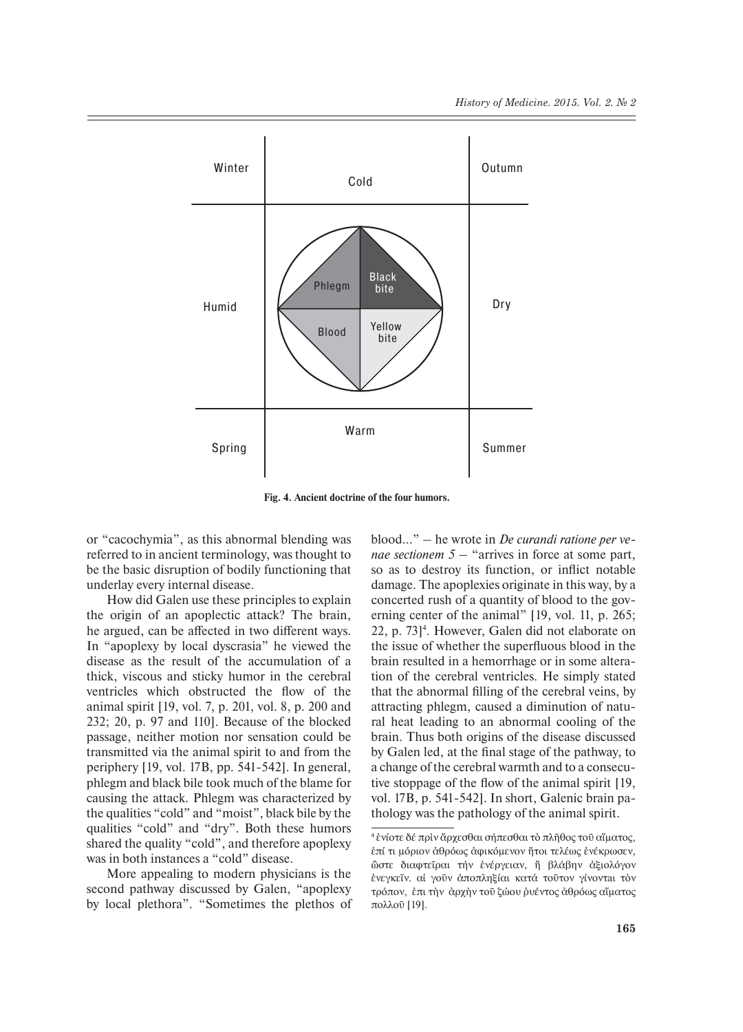Fig. 4. Ancient doctrine of the four humors.

or "cacochymia", as this abnormal blending was referred to in ancient terminology, was thought to be the basic disruption of bodily functioning that underlay every internal disease.

How did Galen use these principles to explain the origin of an apoplectic attack? The brain, he argued, can be affected in two different ways. In "apoplexy by local dyscrasia" he viewed the disease as the result of the accumulation of a thick, viscous and sticky humor in the cerebral ventricles which obstructed the flow of the animal spirit [19, vol. 7, p. 201, vol. 8, p. 200 and 232; 20, p. 97 and 110]. Because of the blocked passage, neither motion nor sensation could be transmitted via the animal spirit to and from the periphery [19, vol. 17B, pp. 541-542]. In general, phlegm and black bile took much of the blame for causing the attack. Phlegm was characterized by the qualities "cold" and "moist", black bile by the qualities "cold" and "dry". Both these humors shared the quality "cold", and therefore apoplexy was in both instances a "cold" disease.

More appealing to modern physicians is the second pathway discussed by Galen, "apoplexy by local plethora". "Sometimes the plethos of blood..." – he wrote in *De curandi ratione per venae sectionem 5* – "arrives in force at some part, so as to destroy its function, or inflict notable damage. The apoplexies originate in this way, by a concerted rush of a quantity of blood to the governing center of the animal" [19, vol. 11, p. 265; 22, p. 73][4]. However, Galen did not elaborate on the issue of whether the superfluous blood in the brain resulted in a hemorrhage or in some alteration of the cerebral ventricles. He simply stated that the abnormal filling of the cerebral veins, by attracting phlegm, caused a diminution of natural heat leading to an abnormal cooling of the brain. Thus both origins of the disease discussed by Galen led, at the final stage of the pathway, to a change of the cerebral warmth and to a consecutive stoppage of the flow of the animal spirit [19, vol. 17B, p. 541-542]. In short, Galenic brain pathology was the pathology of the animal spirit.

[4] ἐνίοτε δέ πρὶν ἄρχεσθαι σήπεσθαι τὸ πλῆθος τοῦ αἵματος, ἐπί τι μόριον ἀθρόως ἀφικόμενον ἤτοι τελέως ἐνέκρωσεν, ὥστε διαφτεῖραι τήν ἐνέργειαν, ἤ βλάβην ἀξιολόγον ἐνεγκεῖν. αἵ γοῦν ἀποπληξίαι κατά τοῦτον γίνονται τὸν τρόπον, ἐπι τὴν ἀρχὴν τοῦ ζώου ῥυέντος ἀθρόως αἵματος πολλοῦ [19].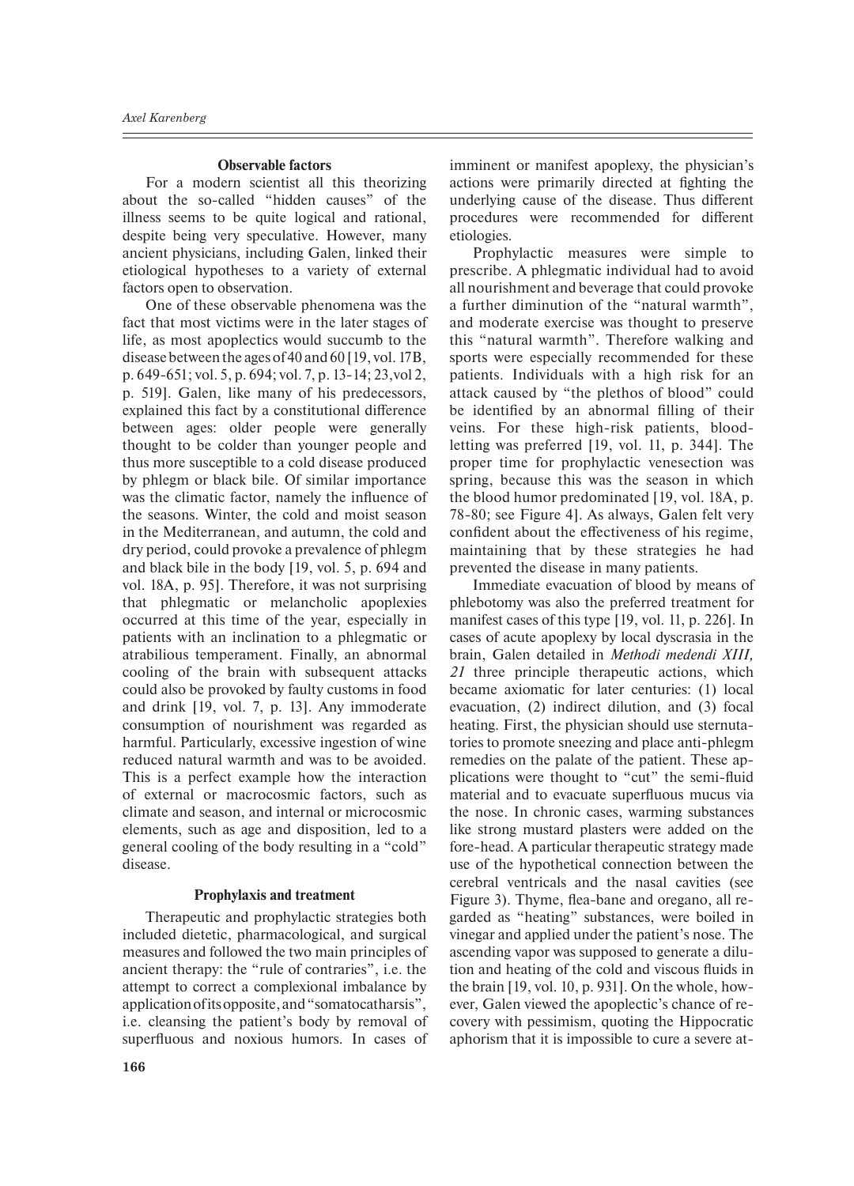### Observable factors

For a modern scientist all this theorizing about the so-called "hidden causes" of the illness seems to be quite logical and rational, despite being very speculative. However, many ancient physicians, including Galen, linked their etiological hypotheses to a variety of external factors open to observation.

One of these observable phenomena was the fact that most victims were in the later stages of life, as most apoplectics would succumb to the disease between the ages of 40 and 60 [19, vol. 17B, p. 649-651; vol. 5, p. 694; vol. 7, p. 13-14; 23, vol 2, p. 519]. Galen, like many of his predecessors, explained this fact by a constitutional difference between ages: older people were generally thought to be colder than younger people and thus more susceptible to a cold disease produced by phlegm or black bile. Of similar importance was the climatic factor, namely the influence of the seasons. Winter, the cold and moist season in the Mediterranean, and autumn, the cold and dry period, could provoke a prevalence of phlegm and black bile in the body [19, vol. 5, p. 694 and vol. 18A, p. 95]. Therefore, it was not surprising that phlegmatic or melancholic apoplexies occurred at this time of the year, especially in patients with an inclination to a phlegmatic or atrabilious temperament. Finally, an abnormal cooling of the brain with subsequent attacks could also be provoked by faulty customs in food and drink [19, vol. 7, p. 13]. Any immoderate consumption of nourishment was regarded as harmful. Particularly, excessive ingestion of wine reduced natural warmth and was to be avoided. This is a perfect example how the interaction of external or macrocosmic factors, such as climate and season, and internal or microcosmic elements, such as age and disposition, led to a general cooling of the body resulting in a "cold" disease.

### Prophylaxis and treatment

Therapeutic and prophylactic strategies both included dietetic, pharmacological, and surgical measures and followed the two main principles of ancient therapy: the "rule of contraries", i.e. the attempt to correct a complexional imbalance by application of its opposite, and "somatocatharsis", i.e. cleansing the patient's body by removal of superfluous and noxious humors. In cases of imminent or manifest apoplexy, the physician's actions were primarily directed at fighting the underlying cause of the disease. Thus different procedures were recommended for different etiologies.

Prophylactic measures were simple to prescribe. A phlegmatic individual had to avoid all nourishment and beverage that could provoke a further diminution of the "natural warmth", and moderate exercise was thought to preserve this "natural warmth". Therefore walking and sports were especially recommended for these patients. Individuals with a high risk for an attack caused by "the plethos of blood" could be identified by an abnormal filling of their veins. For these high-risk patients, bloodletting was preferred [19, vol. 11, p. 344]. The proper time for prophylactic venesection was spring, because this was the season in which the blood humor predominated [19, vol. 18A, p. 78-80; see Figure 4]. As always, Galen felt very confident about the effectiveness of his regime, maintaining that by these strategies he had prevented the disease in many patients.

Immediate evacuation of blood by means of phlebotomy was also the preferred treatment for manifest cases of this type [19, vol. 11, p. 226]. In cases of acute apoplexy by local dyscrasia in the brain, Galen detailed in *Methodi medendi XIII, 21* three principle therapeutic actions, which became axiomatic for later centuries: (1) local evacuation, (2) indirect dilution, and (3) focal heating. First, the physician should use sternutatories to promote sneezing and place anti-phlegm remedies on the palate of the patient. These applications were thought to "cut" the semi-fluid material and to evacuate superfluous mucus via the nose. In chronic cases, warming substances like strong mustard plasters were added on the fore-head. A particular therapeutic strategy made use of the hypothetical connection between the cerebral ventricals and the nasal cavities (see Figure 3). Thyme, flea-bane and oregano, all regarded as "heating" substances, were boiled in vinegar and applied under the patient's nose. The ascending vapor was supposed to generate a dilution and heating of the cold and viscous fluids in the brain [19, vol. 10, p. 931]. On the whole, however, Galen viewed the apoplectic's chance of recovery with pessimism, quoting the Hippocratic aphorism that it is impossible to cure a severe at-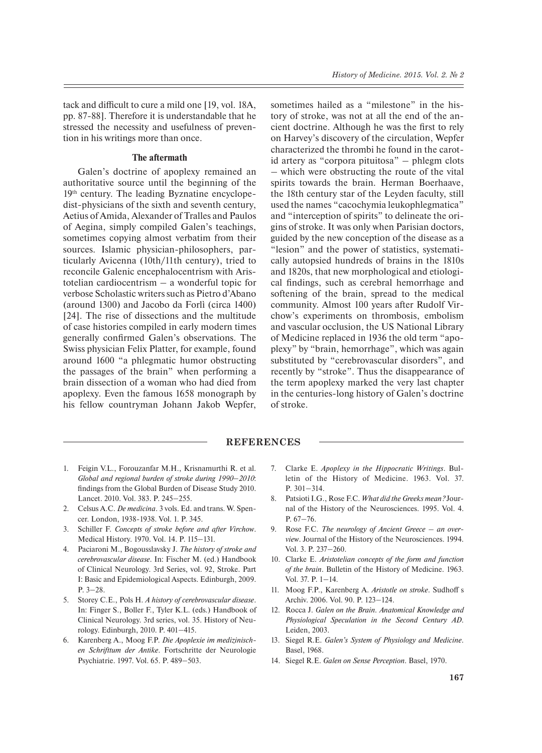tack and difficult to cure a mild one [19, vol. 18A, pp. 87-88]. Therefore it is understandable that he stressed the necessity and usefulness of prevention in his writings more than once.

### The aftermath

Galen's doctrine of apoplexy remained an authoritative source until the beginning of the 19th century. The leading Byznatine encyclopedist-physicians of the sixth and seventh century, Aetius of Amida, Alexander of Tralles and Paulos of Aegina, simply compiled Galen's teachings, sometimes copying almost verbatim from their sources. Islamic physician-philosophers, particularly Avicenna (10th/11th century), tried to reconcile Galenic encephalocentrism with Aristotelian cardiocentrism – a wonderful topic for verbose Scholastic writers such as Pietro d'Abano (around 1300) and Jacobo da Forlì (circa 1400) [24]. The rise of dissections and the multitude of case histories compiled in early modern times generally confirmed Galen's observations. The Swiss physician Felix Platter, for example, found around 1600 "a phlegmatic humor obstructing the passages of the brain" when performing a brain dissection of a woman who had died from apoplexy. Even the famous 1658 monograph by his fellow countryman Johann Jakob Wepfer, sometimes hailed as a "milestone" in the history of stroke, was not at all the end of the ancient doctrine. Although he was the first to rely on Harvey's discovery of the circulation, Wepfer characterized the thrombi he found in the carotid artery as "corpora pituitosa" – phlegm clots – which were obstructing the route of the vital spirits towards the brain. Herman Boerhaave, the 18th century star of the Leyden faculty, still used the names "cacochymia leukophlegmatica" and "interception of spirits" to delineate the origins of stroke. It was only when Parisian doctors, guided by the new conception of the disease as a "lesion" and the power of statistics, systematically autopsied hundreds of brains in the 1810s and 1820s, that new morphological and etiological findings, such as cerebral hemorrhage and softening of the brain, spread to the medical community. Almost 100 years after Rudolf Virchow's experiments on thrombosis, embolism and vascular occlusion, the US National Library of Medicine replaced in 1936 the old term "apoplexy" by "brain, hemorrhage", which was again substituted by "cerebrovascular disorders", and recently by "stroke". Thus the disappearance of the term apoplexy marked the very last chapter in the centuries-long history of Galen's doctrine of stroke.

## REFERENCES

1. Feigin V.L., Forouzanfar M.H., Krisnamurthi R. et al. *Global and regional burden of stroke during 1990–2010*: findings from the Global Burden of Disease Study 2010. Lancet. 2010. Vol. 383. P. 245–255.
2. Celsus A.C. *De medicina*. 3 vols. Ed. and trans. W. Spencer. London, 1938-1938. Vol. 1. P. 345.
3. Schiller F. *Concepts of stroke before and after Virchow*. Medical History. 1970. Vol. 14. P. 115–131.
4. Paciaroni M., Bogousslavsky J. *The history of stroke and cerebrovascular disease*. In: Fischer M. (ed.) Handbook of Clinical Neurology. 3rd Series, vol. 92, Stroke. Part I: Basic and Epidemiological Aspects. Edinburgh, 2009. P. 3–28.
5. Storey C.E., Pols H. *A history of cerebrovascular disease*. In: Finger S., Boller F., Tyler K.L. (eds.) Handbook of Clinical Neurology. 3rd series, vol. 35. History of Neurology. Edinburgh, 2010. P. 401–415.
6. Karenberg A., Moog F.P. *Die Apoplexie im medizinischen Schrifttum der Antike*. Fortschritte der Neurologie Psychiatrie. 1997. Vol. 65. P. 489–503.
7. Clarke E. *Apoplexy in the Hippocratic Writings*. Bulletin of the History of Medicine. 1963. Vol. 37. P. 301–314.
8. Patsioti I.G., Rose F.C. *What did the Greeks mean?* Journal of the History of the Neurosciences. 1995. Vol. 4. P. 67–76.
9. Rose F.C. *The neurology of Ancient Greece – an overview*. Journal of the History of the Neurosciences. 1994. Vol. 3. P. 237–260.
10. Clarke E. *Aristotelian concepts of the form and function of the brain*. Bulletin of the History of Medicine. 1963. Vol. 37. P. 1–14.
11. Moog F.P., Karenberg A. *Aristotle on stroke*. Sudhoff s Archiv. 2006. Vol. 90. P. 123–124.
12. Rocca J. *Galen on the Brain. Anatomical Knowledge and Physiological Speculation in the Second Century AD*. Leiden, 2003.
13. Siegel R.E. *Galen's System of Physiology and Medicine*. Basel, 1968.
14. Siegel R.E. *Galen on Sense Perception*. Basel, 1970.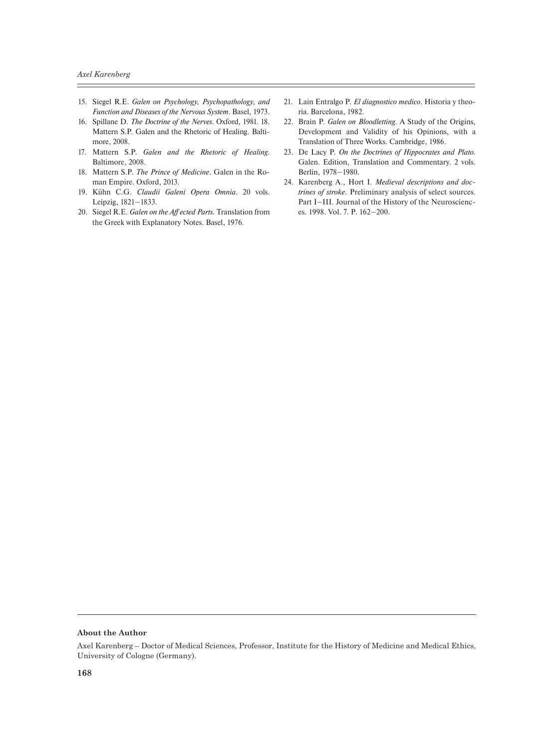15. Siegel R.E. *Galen on Psychology, Psychopathology, and Function and Diseases of the Nervous System*. Basel, 1973.
16. Spillane D. *The Doctrine of the Nerves*. Oxford, 1981. 18. Mattern S.P. Galen and the Rhetoric of Healing. Baltimore, 2008.
17. Mattern S.P. *Galen and the Rhetoric of Healing*. Baltimore, 2008.
18. Mattern S.P. *The Prince of Medicine*. Galen in the Roman Empire. Oxford, 2013.
19. Kühn C.G. *Claudii Galeni Opera Omnia*. 20 vols. Leipzig, 1821–1833.
20. Siegel R.E. *Galen on the Affected Parts*. Translation from the Greek with Explanatory Notes. Basel, 1976.
21. Lain Entralgo P. *El diagnostico medico*. Historia y theoria. Barcelona, 1982.
22. Brain P. *Galen on Bloodletting*. A Study of the Origins, Development and Validity of his Opinions, with a Translation of Three Works. Cambridge, 1986.
23. De Lacy P. *On the Doctrines of Hippocrates and Plato*. Galen. Edition, Translation and Commentary. 2 vols. Berlin, 1978–1980.
24. Karenberg A., Hort I. *Medieval descriptions and doctrines of stroke*. Preliminary analysis of select sources. Part I–III. Journal of the History of the Neurosciences. 1998. Vol. 7. P. 162–200.

**About the Author**

Axel Karenberg – Doctor of Medical Sciences, Professor, Institute for the History of Medicine and Medical Ethics, University of Cologne (Germany).